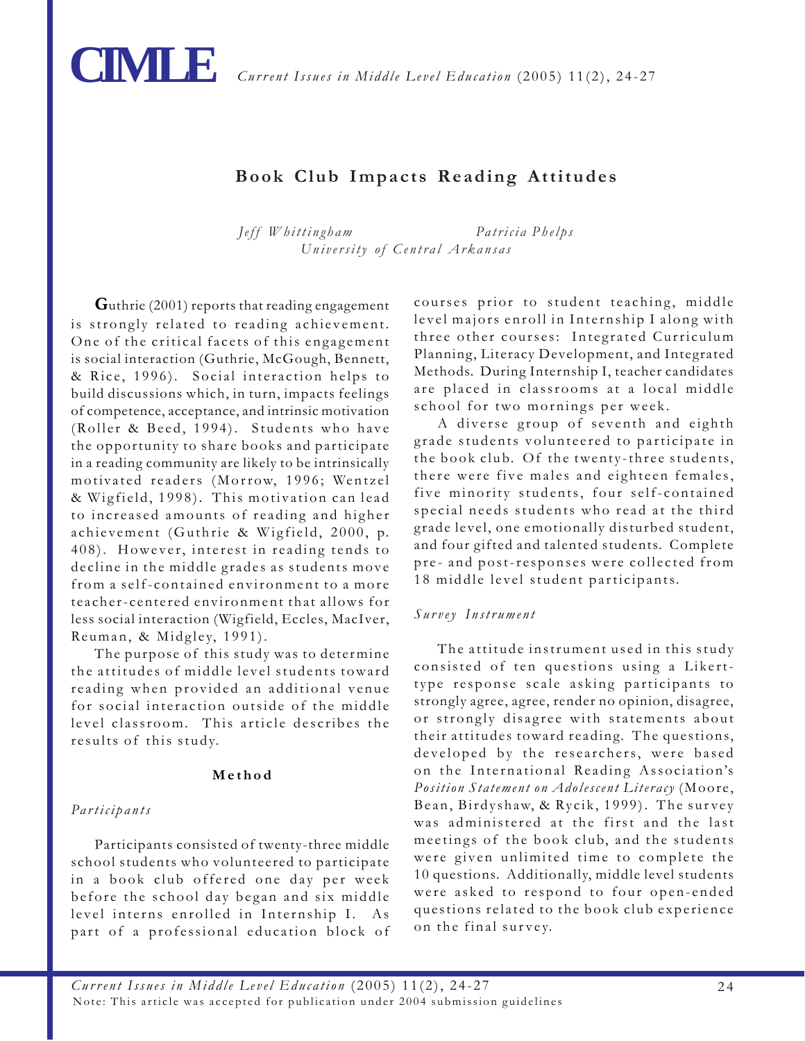# Book Club Impacts Reading Attitudes

*Jeff Whittingham* *Patricia Phelps*
*University of Central Arkansas*

**G**uthrie (2001) reports that reading engagement is strongly related to reading achievement. One of the critical facets of this engagement is social interaction (Guthrie, McGough, Bennett, & Rice, 1996). Social interaction helps to build discussions which, in turn, impacts feelings of competence, acceptance, and intrinsic motivation (Roller & Beed, 1994). Students who have the opportunity to share books and participate in a reading community are likely to be intrinsically motivated readers (Morrow, 1996; Wentzel & Wigfield, 1998). This motivation can lead to increased amounts of reading and higher achievement (Guthrie & Wigfield, 2000, p. 408). However, interest in reading tends to decline in the middle grades as students move from a self-contained environment to a more teacher-centered environment that allows for less social interaction (Wigfield, Eccles, MacIver, Reuman, & Midgley, 1991).

The purpose of this study was to determine the attitudes of middle level students toward reading when provided an additional venue for social interaction outside of the middle level classroom. This article describes the results of this study.

## Method

### *Participants*

Participants consisted of twenty-three middle school students who volunteered to participate in a book club offered one day per week before the school day began and six middle level interns enrolled in Internship I. As part of a professional education block of courses prior to student teaching, middle level majors enroll in Internship I along with three other courses: Integrated Curriculum Planning, Literacy Development, and Integrated Methods. During Internship I, teacher candidates are placed in classrooms at a local middle school for two mornings per week.

A diverse group of seventh and eighth grade students volunteered to participate in the book club. Of the twenty-three students, there were five males and eighteen females, five minority students, four self-contained special needs students who read at the third grade level, one emotionally disturbed student, and four gifted and talented students. Complete pre- and post-responses were collected from 18 middle level student participants.

### *Survey Instrument*

The attitude instrument used in this study consisted of ten questions using a Likert-type response scale asking participants to strongly agree, agree, render no opinion, disagree, or strongly disagree with statements about their attitudes toward reading. The questions, developed by the researchers, were based on the International Reading Association's *Position Statement on Adolescent Literacy* (Moore, Bean, Birdyshaw, & Rycik, 1999). The survey was administered at the first and the last meetings of the book club, and the students were given unlimited time to complete the 10 questions. Additionally, middle level students were asked to respond to four open-ended questions related to the book club experience on the final survey.

Note: This article was accepted for publication under 2004 submission guidelines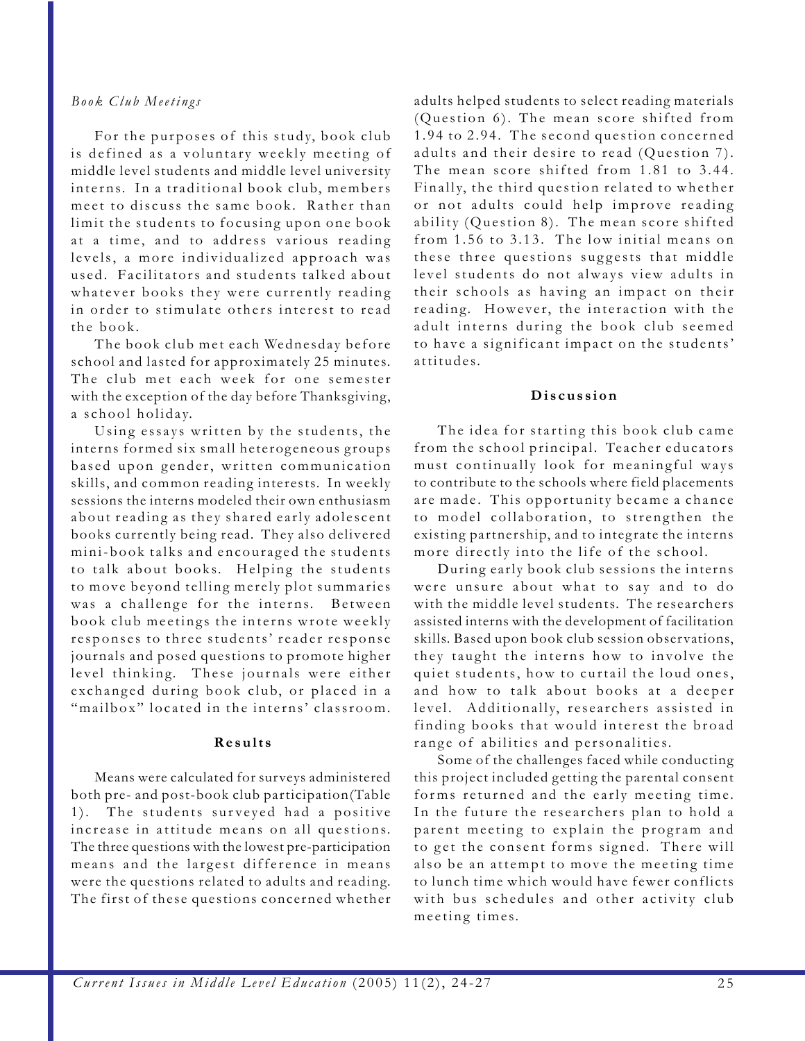*Book Club Meetings*

For the purposes of this study, book club is defined as a voluntary weekly meeting of middle level students and middle level university interns. In a traditional book club, members meet to discuss the same book. Rather than limit the students to focusing upon one book at a time, and to address various reading levels, a more individualized approach was used. Facilitators and students talked about whatever books they were currently reading in order to stimulate others interest to read the book.

The book club met each Wednesday before school and lasted for approximately 25 minutes. The club met each week for one semester with the exception of the day before Thanksgiving, a school holiday.

Using essays written by the students, the interns formed six small heterogeneous groups based upon gender, written communication skills, and common reading interests. In weekly sessions the interns modeled their own enthusiasm about reading as they shared early adolescent books currently being read. They also delivered mini-book talks and encouraged the students to talk about books. Helping the students to move beyond telling merely plot summaries was a challenge for the interns. Between book club meetings the interns wrote weekly responses to three students' reader response journals and posed questions to promote higher level thinking. These journals were either exchanged during book club, or placed in a "mailbox" located in the interns' classroom.

## Results

Means were calculated for surveys administered both pre- and post-book club participation(Table 1). The students surveyed had a positive increase in attitude means on all questions. The three questions with the lowest pre-participation means and the largest difference in means were the questions related to adults and reading. The first of these questions concerned whether adults helped students to select reading materials (Question 6). The mean score shifted from 1.94 to 2.94. The second question concerned adults and their desire to read (Question 7). The mean score shifted from 1.81 to 3.44. Finally, the third question related to whether or not adults could help improve reading ability (Question 8). The mean score shifted from 1.56 to 3.13. The low initial means on these three questions suggests that middle level students do not always view adults in their schools as having an impact on their reading. However, the interaction with the adult interns during the book club seemed to have a significant impact on the students' attitudes.

## Discussion

The idea for starting this book club came from the school principal. Teacher educators must continually look for meaningful ways to contribute to the schools where field placements are made. This opportunity became a chance to model collaboration, to strengthen the existing partnership, and to integrate the interns more directly into the life of the school.

During early book club sessions the interns were unsure about what to say and to do with the middle level students. The researchers assisted interns with the development of facilitation skills. Based upon book club session observations, they taught the interns how to involve the quiet students, how to curtail the loud ones, and how to talk about books at a deeper level. Additionally, researchers assisted in finding books that would interest the broad range of abilities and personalities.

Some of the challenges faced while conducting this project included getting the parental consent forms returned and the early meeting time. In the future the researchers plan to hold a parent meeting to explain the program and to get the consent forms signed. There will also be an attempt to move the meeting time to lunch time which would have fewer conflicts with bus schedules and other activity club meeting times.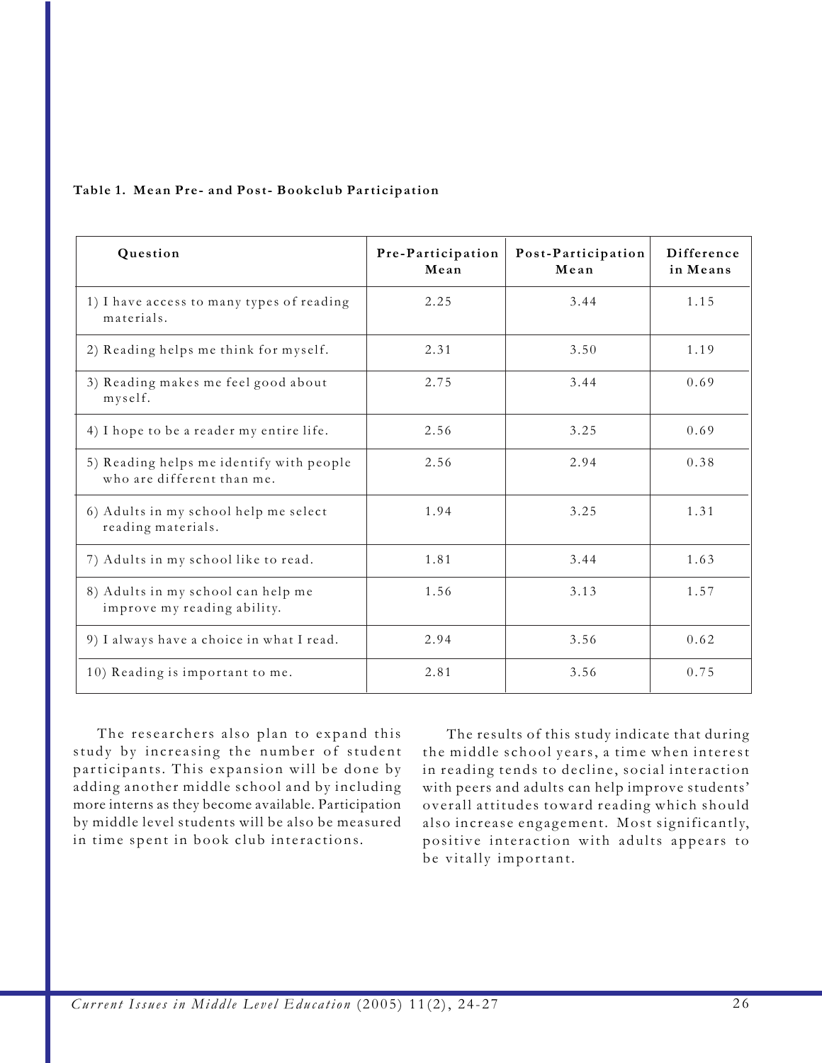**Table 1. Mean Pre- and Post- Bookclub Participation**

| Question | Pre-Participation Mean | Post-Participation Mean | Difference in Means |
|---|---|---|---|
| 1) I have access to many types of reading materials. | 2.25 | 3.44 | 1.15 |
| 2) Reading helps me think for myself. | 2.31 | 3.50 | 1.19 |
| 3) Reading makes me feel good about myself. | 2.75 | 3.44 | 0.69 |
| 4) I hope to be a reader my entire life. | 2.56 | 3.25 | 0.69 |
| 5) Reading helps me identify with people who are different than me. | 2.56 | 2.94 | 0.38 |
| 6) Adults in my school help me select reading materials. | 1.94 | 3.25 | 1.31 |
| 7) Adults in my school like to read. | 1.81 | 3.44 | 1.63 |
| 8) Adults in my school can help me improve my reading ability. | 1.56 | 3.13 | 1.57 |
| 9) I always have a choice in what I read. | 2.94 | 3.56 | 0.62 |
| 10) Reading is important to me. | 2.81 | 3.56 | 0.75 |

The researchers also plan to expand this study by increasing the number of student participants. This expansion will be done by adding another middle school and by including more interns as they become available. Participation by middle level students will be also be measured in time spent in book club interactions.

The results of this study indicate that during the middle school years, a time when interest in reading tends to decline, social interaction with peers and adults can help improve students' overall attitudes toward reading which should also increase engagement. Most significantly, positive interaction with adults appears to be vitally important.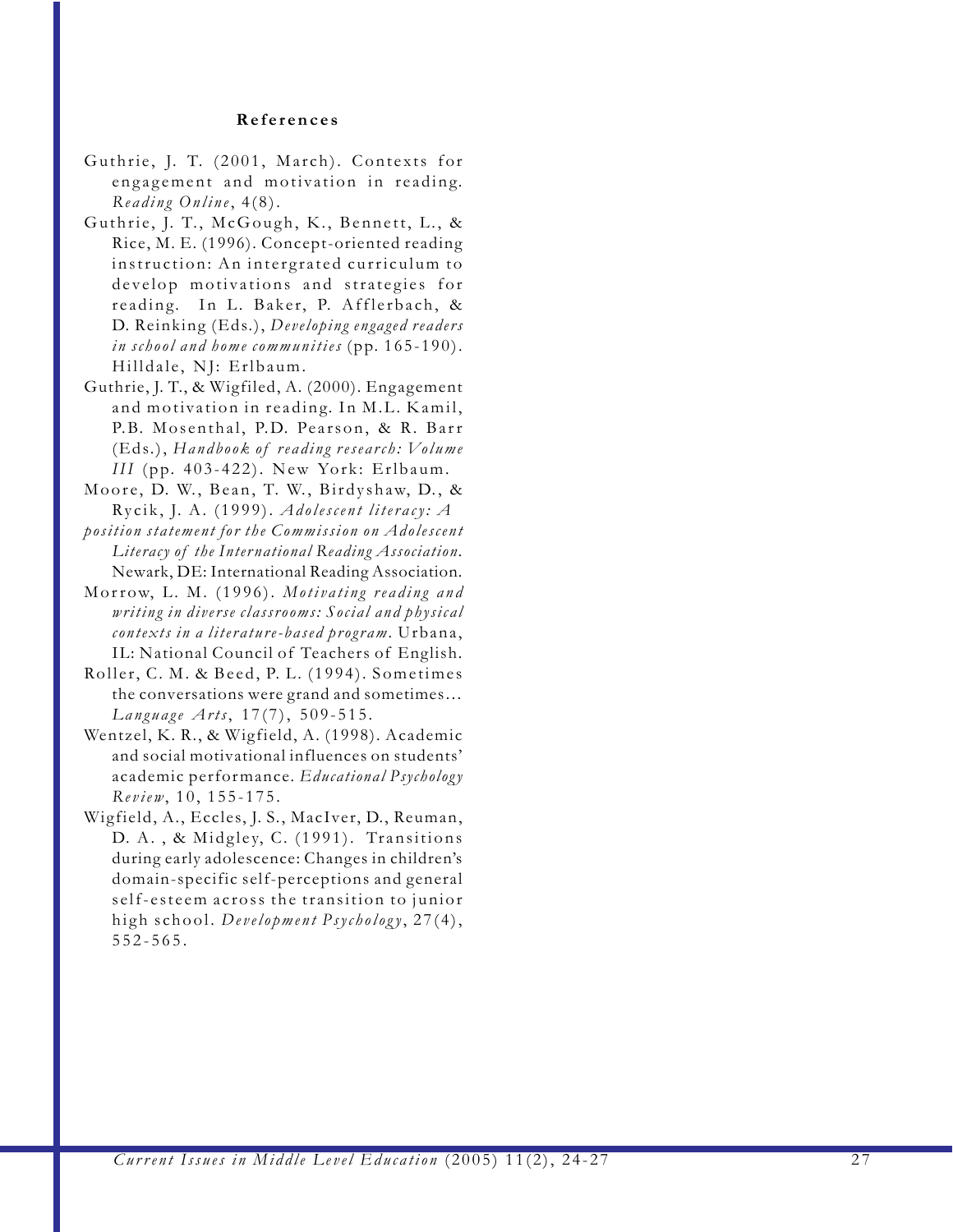**References**

Guthrie, J. T. (2001, March). Contexts for engagement and motivation in reading. *Reading Online*, 4(8).

Guthrie, J. T., McGough, K., Bennett, L., & Rice, M. E. (1996). Concept-oriented reading instruction: An intergrated curriculum to develop motivations and strategies for reading. In L. Baker, P. Afflerbach, & D. Reinking (Eds.), *Developing engaged readers in school and home communities* (pp. 165-190). Hilldale, NJ: Erlbaum.

Guthrie, J. T., & Wigfiled, A. (2000). Engagement and motivation in reading. In M.L. Kamil, P.B. Mosenthal, P.D. Pearson, & R. Barr (Eds.), *Handbook of reading research: Volume III* (pp. 403-422). New York: Erlbaum.

Moore, D. W., Bean, T. W., Birdyshaw, D., & Rycik, J. A. (1999). *Adolescent literacy: A position statement for the Commission on Adolescent Literacy of the International Reading Association.* Newark, DE: International Reading Association.

Morrow, L. M. (1996). *Motivating reading and writing in diverse classrooms: Social and physical contexts in a literature-based program.* Urbana, IL: National Council of Teachers of English.

Roller, C. M. & Beed, P. L. (1994). Sometimes the conversations were grand and sometimes... *Language Arts*, 17(7), 509-515.

Wentzel, K. R., & Wigfield, A. (1998). Academic and social motivational influences on students' academic performance. *Educational Psychology Review*, 10, 155-175.

Wigfield, A., Eccles, J. S., MacIver, D., Reuman, D. A. , & Midgley, C. (1991). Transitions during early adolescence: Changes in children's domain-specific self-perceptions and general self-esteem across the transition to junior high school. *Development Psychology*, 27(4), 552-565.